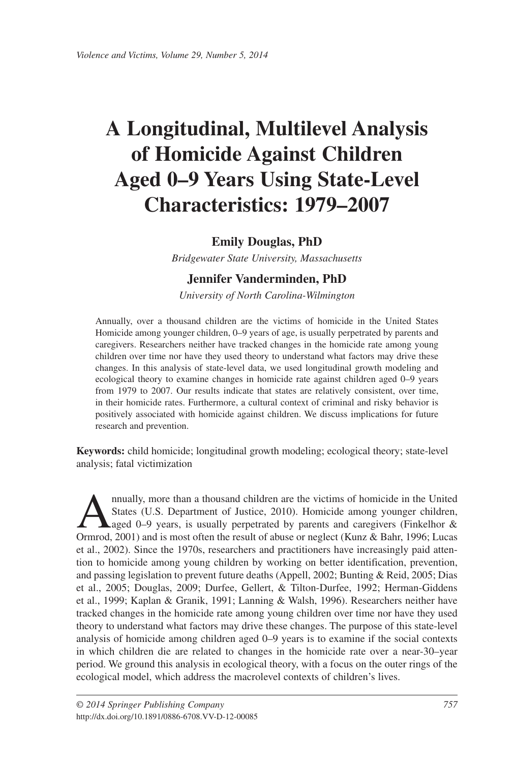# A Longitudinal, Multilevel Analysis of Homicide Against Children Aged 0–9 Years Using State-Level Characteristics: 1979–2007

**Emily Douglas, PhD**

*Bridgewater State University, Massachusetts*

**Jennifer Vanderminden, PhD**

*University of North Carolina-Wilmington*

Annually, over a thousand children are the victims of homicide in the United States Homicide among younger children, 0–9 years of age, is usually perpetrated by parents and caregivers. Researchers neither have tracked changes in the homicide rate among young children over time nor have they used theory to understand what factors may drive these changes. In this analysis of state-level data, we used longitudinal growth modeling and ecological theory to examine changes in homicide rate against children aged 0–9 years from 1979 to 2007. Our results indicate that states are relatively consistent, over time, in their homicide rates. Furthermore, a cultural context of criminal and risky behavior is positively associated with homicide against children. We discuss implications for future research and prevention.

**Keywords:** child homicide; longitudinal growth modeling; ecological theory; state-level analysis; fatal victimization

Annually, more than a thousand children are the victims of homicide in the United States (U.S. Department of Justice, 2010). Homicide among younger children, aged 0–9 years, is usually perpetrated by parents and caregivers (Finkelhor & Ormrod, 2001) and is most often the result of abuse or neglect (Kunz & Bahr, 1996; Lucas et al., 2002). Since the 1970s, researchers and practitioners have increasingly paid attention to homicide among young children by working on better identification, prevention, and passing legislation to prevent future deaths (Appell, 2002; Bunting & Reid, 2005; Dias et al., 2005; Douglas, 2009; Durfee, Gellert, & Tilton-Durfee, 1992; Herman-Giddens et al., 1999; Kaplan & Granik, 1991; Lanning & Walsh, 1996). Researchers neither have tracked changes in the homicide rate among young children over time nor have they used theory to understand what factors may drive these changes. The purpose of this state-level analysis of homicide among children aged 0–9 years is to examine if the social contexts in which children die are related to changes in the homicide rate over a near-30–year period. We ground this analysis in ecological theory, with a focus on the outer rings of the ecological model, which address the macrolevel contexts of children's lives.

© 2014 Springer Publishing Company
http://dx.doi.org/10.1891/0886-6708.VV-D-12-00085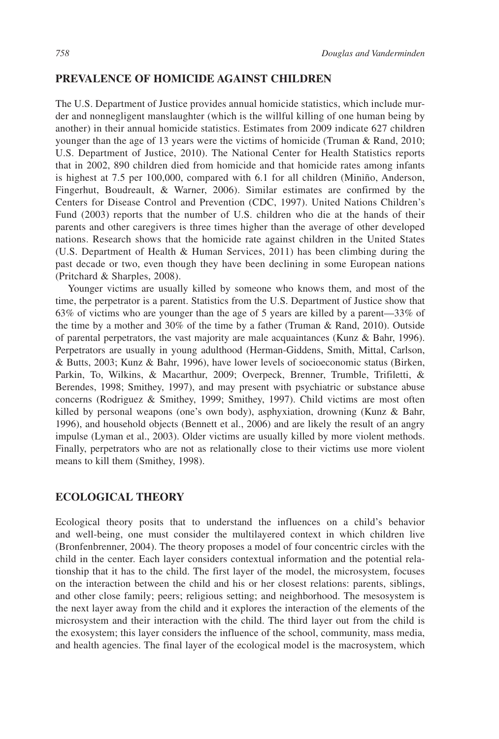## PREVALENCE OF HOMICIDE AGAINST CHILDREN

The U.S. Department of Justice provides annual homicide statistics, which include murder and nonnegligent manslaughter (which is the willful killing of one human being by another) in their annual homicide statistics. Estimates from 2009 indicate 627 children younger than the age of 13 years were the victims of homicide (Truman & Rand, 2010; U.S. Department of Justice, 2010). The National Center for Health Statistics reports that in 2002, 890 children died from homicide and that homicide rates among infants is highest at 7.5 per 100,000, compared with 6.1 for all children (Miniño, Anderson, Fingerhut, Boudreault, & Warner, 2006). Similar estimates are confirmed by the Centers for Disease Control and Prevention (CDC, 1997). United Nations Children's Fund (2003) reports that the number of U.S. children who die at the hands of their parents and other caregivers is three times higher than the average of other developed nations. Research shows that the homicide rate against children in the United States (U.S. Department of Health & Human Services, 2011) has been climbing during the past decade or two, even though they have been declining in some European nations (Pritchard & Sharples, 2008).

Younger victims are usually killed by someone who knows them, and most of the time, the perpetrator is a parent. Statistics from the U.S. Department of Justice show that 63% of victims who are younger than the age of 5 years are killed by a parent—33% of the time by a mother and 30% of the time by a father (Truman & Rand, 2010). Outside of parental perpetrators, the vast majority are male acquaintances (Kunz & Bahr, 1996). Perpetrators are usually in young adulthood (Herman-Giddens, Smith, Mittal, Carlson, & Butts, 2003; Kunz & Bahr, 1996), have lower levels of socioeconomic status (Birken, Parkin, To, Wilkins, & Macarthur, 2009; Overpeck, Brenner, Trumble, Trifiletti, & Berendes, 1998; Smithey, 1997), and may present with psychiatric or substance abuse concerns (Rodriguez & Smithey, 1999; Smithey, 1997). Child victims are most often killed by personal weapons (one's own body), asphyxiation, drowning (Kunz & Bahr, 1996), and household objects (Bennett et al., 2006) and are likely the result of an angry impulse (Lyman et al., 2003). Older victims are usually killed by more violent methods. Finally, perpetrators who are not as relationally close to their victims use more violent means to kill them (Smithey, 1998).

## ECOLOGICAL THEORY

Ecological theory posits that to understand the influences on a child's behavior and well-being, one must consider the multilayered context in which children live (Bronfenbrenner, 2004). The theory proposes a model of four concentric circles with the child in the center. Each layer considers contextual information and the potential relationship that it has to the child. The first layer of the model, the microsystem, focuses on the interaction between the child and his or her closest relations: parents, siblings, and other close family; peers; religious setting; and neighborhood. The mesosystem is the next layer away from the child and it explores the interaction of the elements of the microsystem and their interaction with the child. The third layer out from the child is the exosystem; this layer considers the influence of the school, community, mass media, and health agencies. The final layer of the ecological model is the macrosystem, which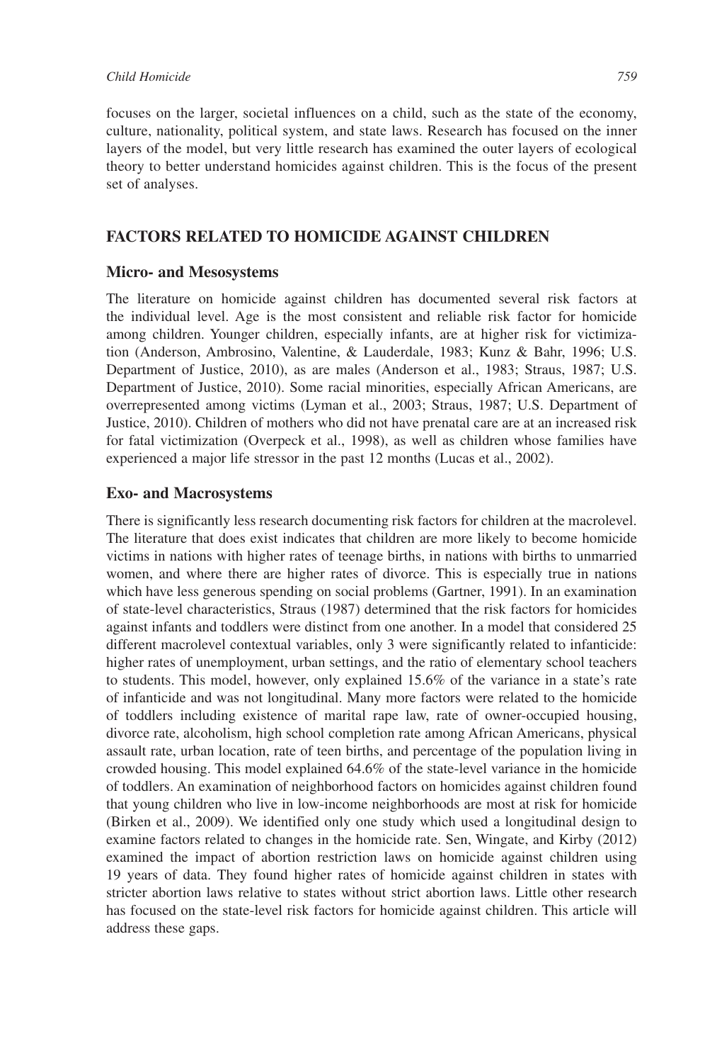focuses on the larger, societal influences on a child, such as the state of the economy, culture, nationality, political system, and state laws. Research has focused on the inner layers of the model, but very little research has examined the outer layers of ecological theory to better understand homicides against children. This is the focus of the present set of analyses.

## FACTORS RELATED TO HOMICIDE AGAINST CHILDREN

### Micro- and Mesosystems

The literature on homicide against children has documented several risk factors at the individual level. Age is the most consistent and reliable risk factor for homicide among children. Younger children, especially infants, are at higher risk for victimization (Anderson, Ambrosino, Valentine, & Lauderdale, 1983; Kunz & Bahr, 1996; U.S. Department of Justice, 2010), as are males (Anderson et al., 1983; Straus, 1987; U.S. Department of Justice, 2010). Some racial minorities, especially African Americans, are overrepresented among victims (Lyman et al., 2003; Straus, 1987; U.S. Department of Justice, 2010). Children of mothers who did not have prenatal care are at an increased risk for fatal victimization (Overpeck et al., 1998), as well as children whose families have experienced a major life stressor in the past 12 months (Lucas et al., 2002).

### Exo- and Macrosystems

There is significantly less research documenting risk factors for children at the macrolevel. The literature that does exist indicates that children are more likely to become homicide victims in nations with higher rates of teenage births, in nations with births to unmarried women, and where there are higher rates of divorce. This is especially true in nations which have less generous spending on social problems (Gartner, 1991). In an examination of state-level characteristics, Straus (1987) determined that the risk factors for homicides against infants and toddlers were distinct from one another. In a model that considered 25 different macrolevel contextual variables, only 3 were significantly related to infanticide: higher rates of unemployment, urban settings, and the ratio of elementary school teachers to students. This model, however, only explained 15.6% of the variance in a state's rate of infanticide and was not longitudinal. Many more factors were related to the homicide of toddlers including existence of marital rape law, rate of owner-occupied housing, divorce rate, alcoholism, high school completion rate among African Americans, physical assault rate, urban location, rate of teen births, and percentage of the population living in crowded housing. This model explained 64.6% of the state-level variance in the homicide of toddlers. An examination of neighborhood factors on homicides against children found that young children who live in low-income neighborhoods are most at risk for homicide (Birken et al., 2009). We identified only one study which used a longitudinal design to examine factors related to changes in the homicide rate. Sen, Wingate, and Kirby (2012) examined the impact of abortion restriction laws on homicide against children using 19 years of data. They found higher rates of homicide against children in states with stricter abortion laws relative to states without strict abortion laws. Little other research has focused on the state-level risk factors for homicide against children. This article will address these gaps.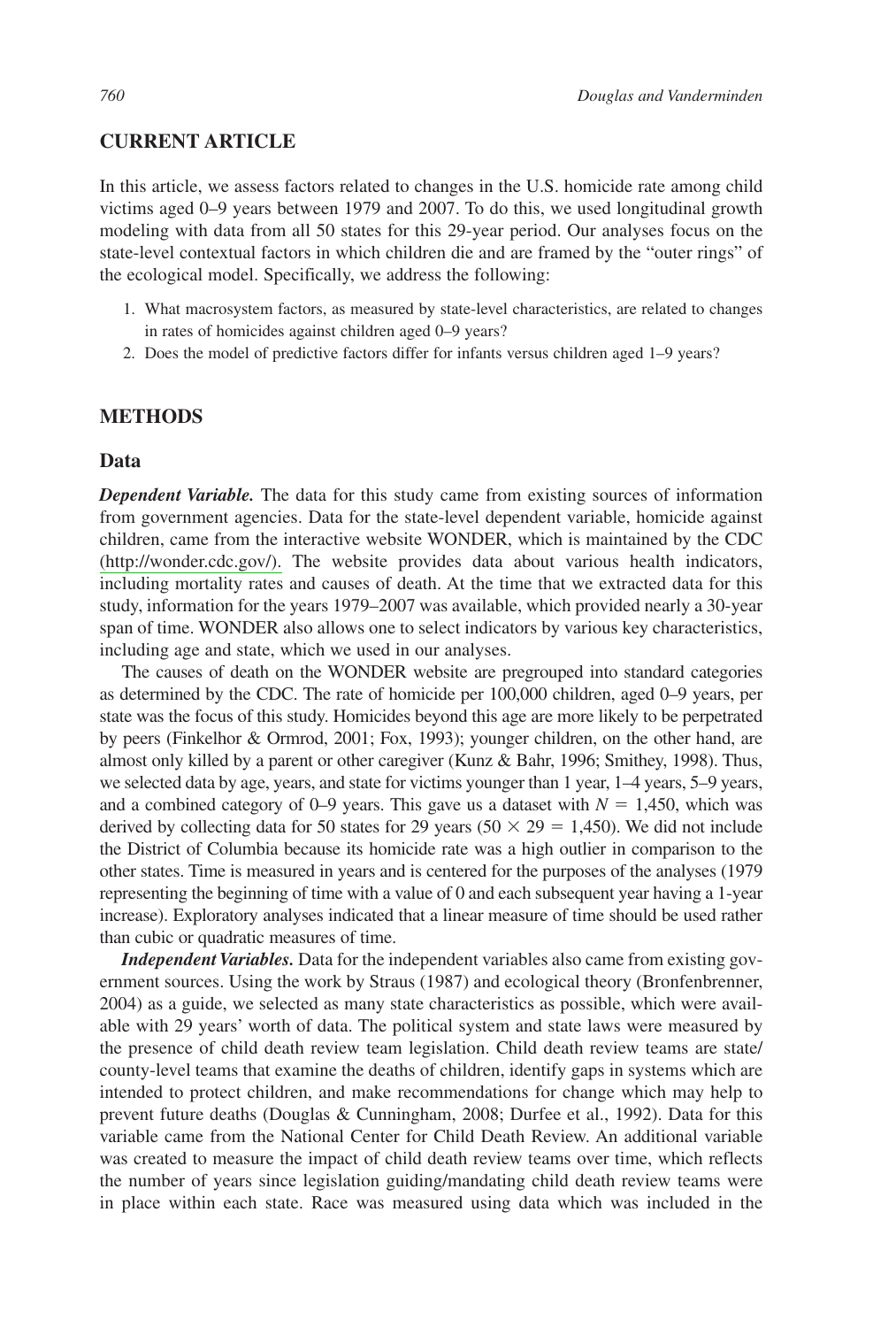## CURRENT ARTICLE

In this article, we assess factors related to changes in the U.S. homicide rate among child victims aged 0–9 years between 1979 and 2007. To do this, we used longitudinal growth modeling with data from all 50 states for this 29-year period. Our analyses focus on the state-level contextual factors in which children die and are framed by the "outer rings" of the ecological model. Specifically, we address the following:

1. What macrosystem factors, as measured by state-level characteristics, are related to changes in rates of homicides against children aged 0–9 years?
2. Does the model of predictive factors differ for infants versus children aged 1–9 years?

## METHODS

### Data

***Dependent Variable.*** The data for this study came from existing sources of information from government agencies. Data for the state-level dependent variable, homicide against children, came from the interactive website WONDER, which is maintained by the CDC (http://wonder.cdc.gov/). The website provides data about various health indicators, including mortality rates and causes of death. At the time that we extracted data for this study, information for the years 1979–2007 was available, which provided nearly a 30-year span of time. WONDER also allows one to select indicators by various key characteristics, including age and state, which we used in our analyses.

The causes of death on the WONDER website are pregrouped into standard categories as determined by the CDC. The rate of homicide per 100,000 children, aged 0–9 years, per state was the focus of this study. Homicides beyond this age are more likely to be perpetrated by peers (Finkelhor & Ormrod, 2001; Fox, 1993); younger children, on the other hand, are almost only killed by a parent or other caregiver (Kunz & Bahr, 1996; Smithey, 1998). Thus, we selected data by age, years, and state for victims younger than 1 year, 1–4 years, 5–9 years, and a combined category of 0–9 years. This gave us a dataset with $N = 1{,}450$, which was derived by collecting data for 50 states for 29 years ($50 \times 29 = 1{,}450$). We did not include the District of Columbia because its homicide rate was a high outlier in comparison to the other states. Time is measured in years and is centered for the purposes of the analyses (1979 representing the beginning of time with a value of 0 and each subsequent year having a 1-year increase). Exploratory analyses indicated that a linear measure of time should be used rather than cubic or quadratic measures of time.

***Independent Variables.*** Data for the independent variables also came from existing government sources. Using the work by Straus (1987) and ecological theory (Bronfenbrenner, 2004) as a guide, we selected as many state characteristics as possible, which were available with 29 years' worth of data. The political system and state laws were measured by the presence of child death review team legislation. Child death review teams are state/county-level teams that examine the deaths of children, identify gaps in systems which are intended to protect children, and make recommendations for change which may help to prevent future deaths (Douglas & Cunningham, 2008; Durfee et al., 1992). Data for this variable came from the National Center for Child Death Review. An additional variable was created to measure the impact of child death review teams over time, which reflects the number of years since legislation guiding/mandating child death review teams were in place within each state. Race was measured using data which was included in the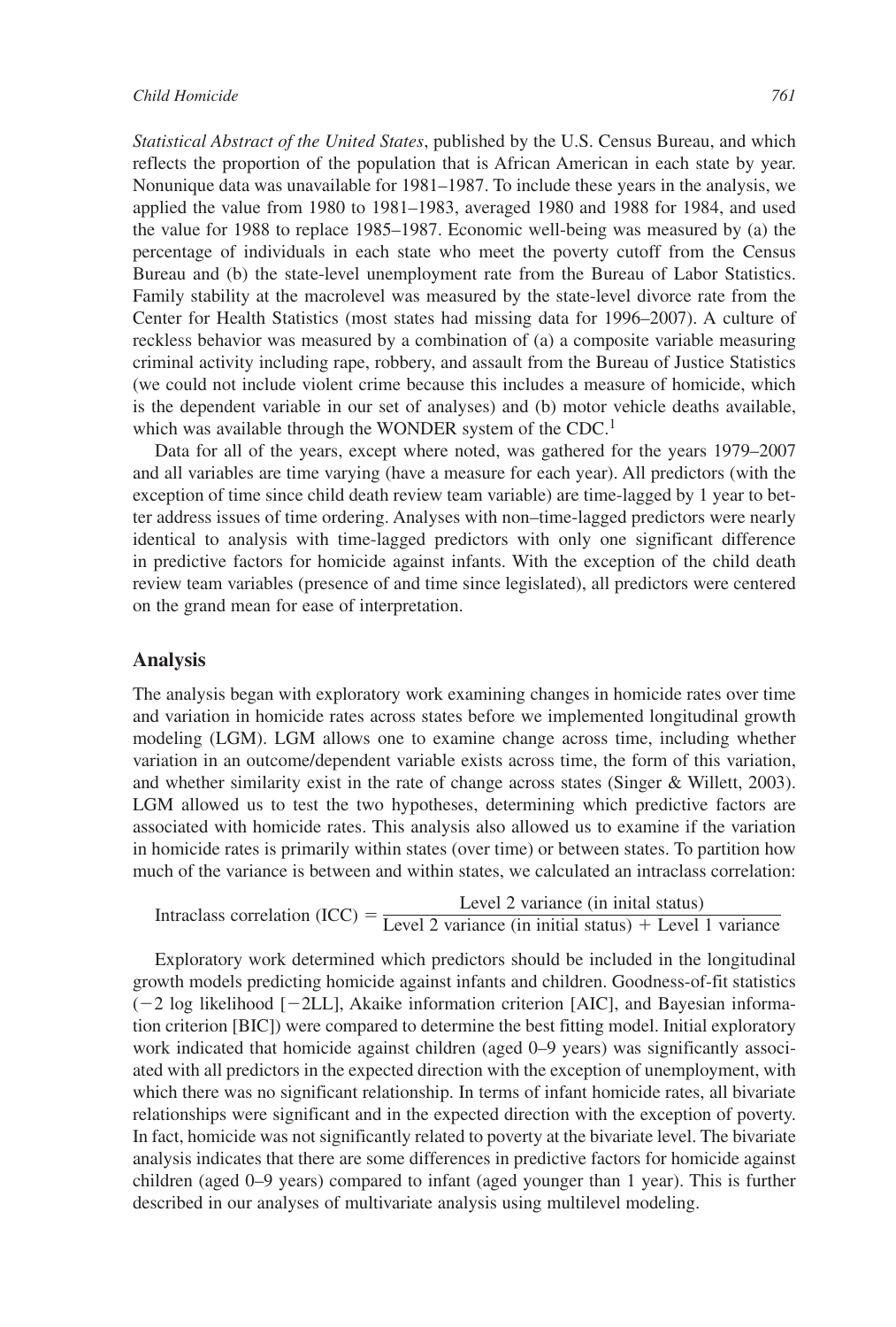*Statistical Abstract of the United States*, published by the U.S. Census Bureau, and which reflects the proportion of the population that is African American in each state by year. Nonunique data was unavailable for 1981–1987. To include these years in the analysis, we applied the value from 1980 to 1981–1983, averaged 1980 and 1988 for 1984, and used the value for 1988 to replace 1985–1987. Economic well-being was measured by (a) the percentage of individuals in each state who meet the poverty cutoff from the Census Bureau and (b) the state-level unemployment rate from the Bureau of Labor Statistics. Family stability at the macrolevel was measured by the state-level divorce rate from the Center for Health Statistics (most states had missing data for 1996–2007). A culture of reckless behavior was measured by a combination of (a) a composite variable measuring criminal activity including rape, robbery, and assault from the Bureau of Justice Statistics (we could not include violent crime because this includes a measure of homicide, which is the dependent variable in our set of analyses) and (b) motor vehicle deaths available, which was available through the WONDER system of the CDC.[1]

Data for all of the years, except where noted, was gathered for the years 1979–2007 and all variables are time varying (have a measure for each year). All predictors (with the exception of time since child death review team variable) are time-lagged by 1 year to better address issues of time ordering. Analyses with non–time-lagged predictors were nearly identical to analysis with time-lagged predictors with only one significant difference in predictive factors for homicide against infants. With the exception of the child death review team variables (presence of and time since legislated), all predictors were centered on the grand mean for ease of interpretation.

## Analysis

The analysis began with exploratory work examining changes in homicide rates over time and variation in homicide rates across states before we implemented longitudinal growth modeling (LGM). LGM allows one to examine change across time, including whether variation in an outcome/dependent variable exists across time, the form of this variation, and whether similarity exist in the rate of change across states (Singer & Willett, 2003). LGM allowed us to test the two hypotheses, determining which predictive factors are associated with homicide rates. This analysis also allowed us to examine if the variation in homicide rates is primarily within states (over time) or between states. To partition how much of the variance is between and within states, we calculated an intraclass correlation:

$$\text{Intraclass correlation (ICC)} = \frac{\text{Level 2 variance (in inital status)}}{\text{Level 2 variance (in initial status)} + \text{Level 1 variance}}$$

Exploratory work determined which predictors should be included in the longitudinal growth models predicting homicide against infants and children. Goodness-of-fit statistics (−2 log likelihood [−2LL], Akaike information criterion [AIC], and Bayesian information criterion [BIC]) were compared to determine the best fitting model. Initial exploratory work indicated that homicide against children (aged 0–9 years) was significantly associated with all predictors in the expected direction with the exception of unemployment, with which there was no significant relationship. In terms of infant homicide rates, all bivariate relationships were significant and in the expected direction with the exception of poverty. In fact, homicide was not significantly related to poverty at the bivariate level. The bivariate analysis indicates that there are some differences in predictive factors for homicide against children (aged 0–9 years) compared to infant (aged younger than 1 year). This is further described in our analyses of multivariate analysis using multilevel modeling.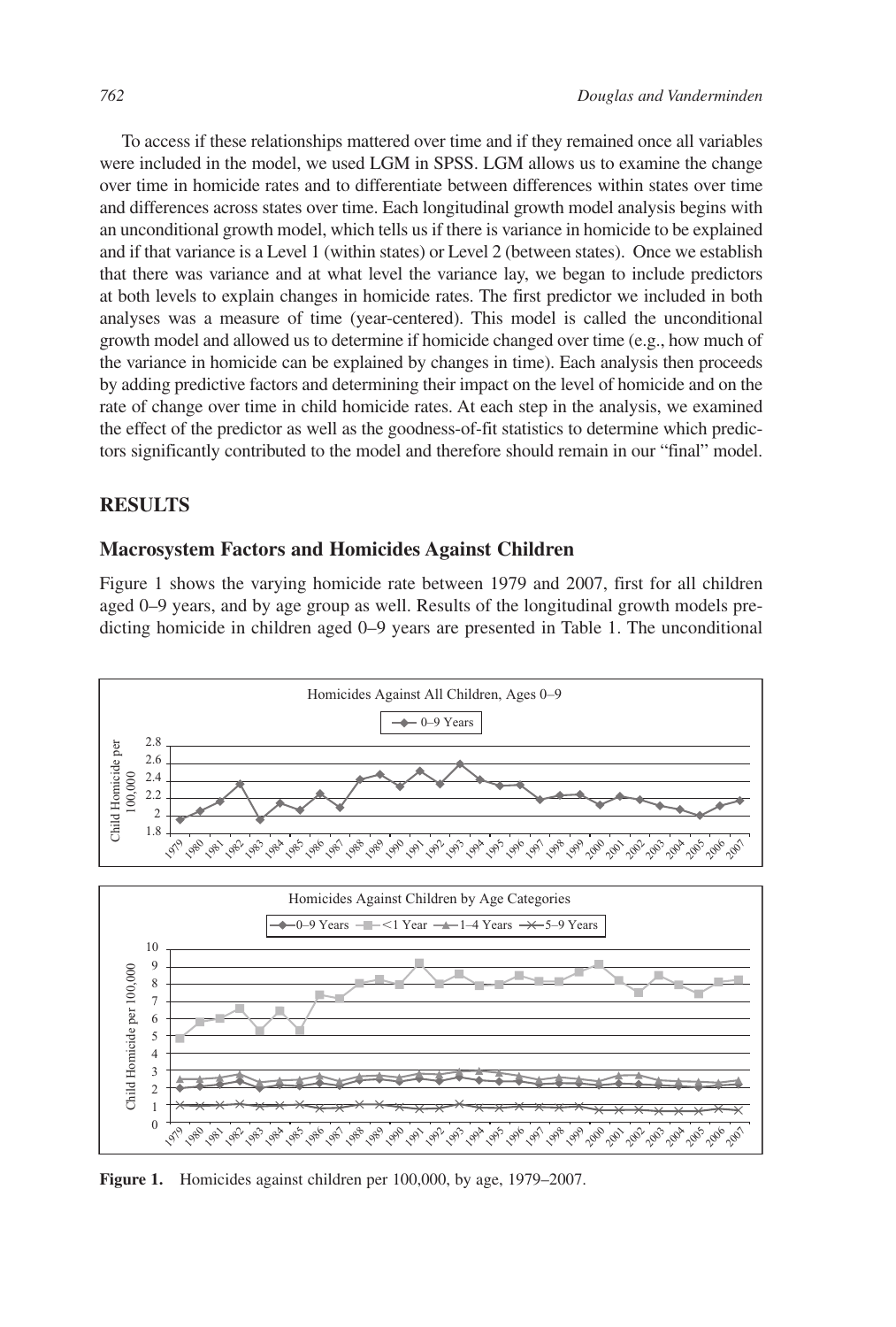To access if these relationships mattered over time and if they remained once all variables were included in the model, we used LGM in SPSS. LGM allows us to examine the change over time in homicide rates and to differentiate between differences within states over time and differences across states over time. Each longitudinal growth model analysis begins with an unconditional growth model, which tells us if there is variance in homicide to be explained and if that variance is a Level 1 (within states) or Level 2 (between states). Once we establish that there was variance and at what level the variance lay, we began to include predictors at both levels to explain changes in homicide rates. The first predictor we included in both analyses was a measure of time (year-centered). This model is called the unconditional growth model and allowed us to determine if homicide changed over time (e.g., how much of the variance in homicide can be explained by changes in time). Each analysis then proceeds by adding predictive factors and determining their impact on the level of homicide and on the rate of change over time in child homicide rates. At each step in the analysis, we examined the effect of the predictor as well as the goodness-of-fit statistics to determine which predictors significantly contributed to the model and therefore should remain in our "final" model.

## RESULTS

### Macrosystem Factors and Homicides Against Children

Figure 1 shows the varying homicide rate between 1979 and 2007, first for all children aged 0–9 years, and by age group as well. Results of the longitudinal growth models predicting homicide in children aged 0–9 years are presented in Table 1. The unconditional

**Figure 1.** Homicides against children per 100,000, by age, 1979–2007.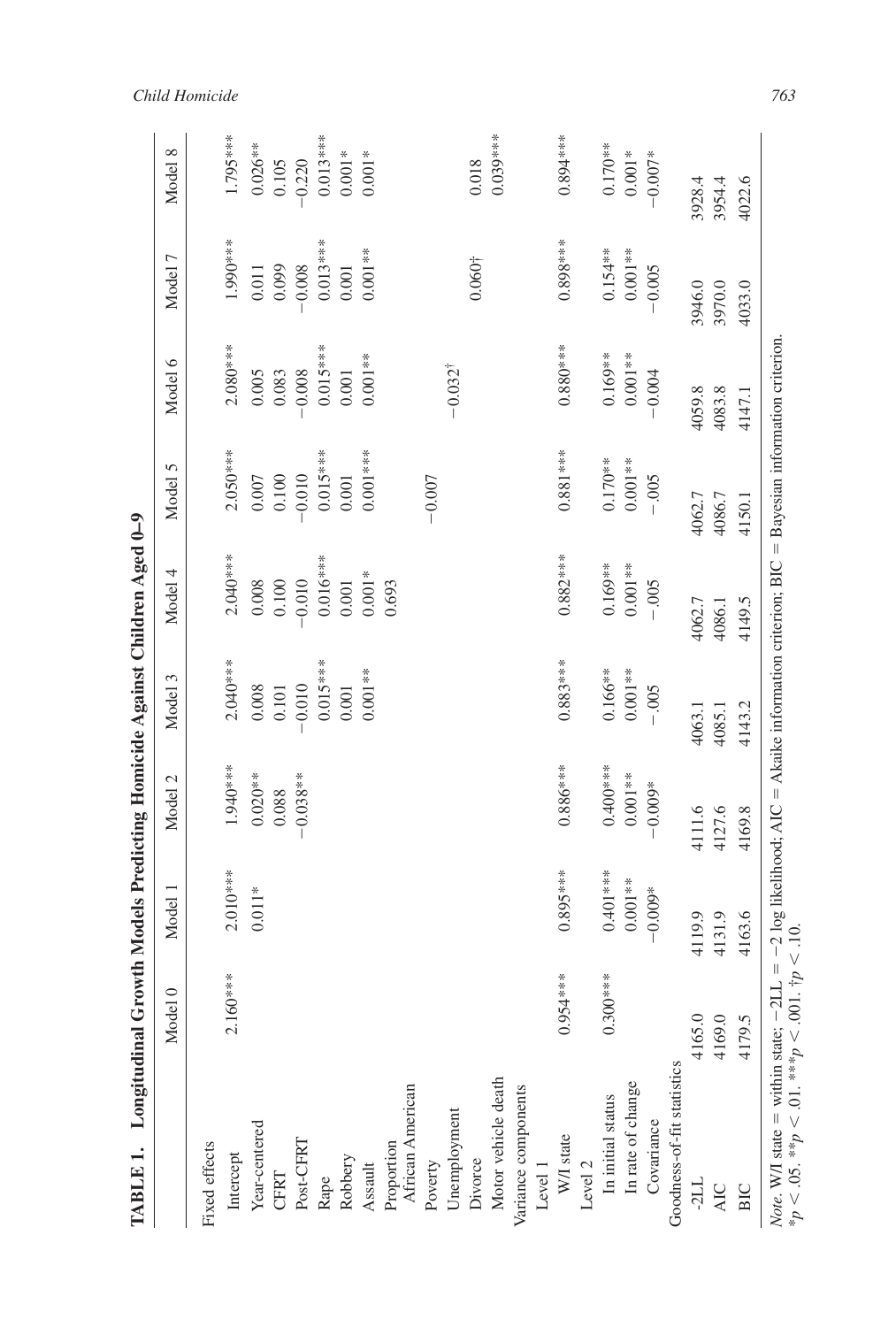**TABLE 1. Longitudinal Growth Models Predicting Homicide Against Children Aged 0–9**

| | Model 0 | Model 1 | Model 2 | Model 3 | Model 4 | Model 5 | Model 6 | Model 7 | Model 8 |
|---|---|---|---|---|---|---|---|---|---|
| Fixed effects | | | | | | | | | |
| Intercept | 2.160*** | 2.010*** | 1.940*** | 2.040*** | 2.040*** | 2.050*** | 2.080*** | 1.990*** | 1.795*** |
| Year-centered | | 0.011* | 0.020** | 0.008 | 0.008 | 0.007 | 0.005 | 0.011 | 0.026** |
| CFRT | | | 0.088 | 0.101 | 0.100 | 0.100 | 0.083 | 0.099 | 0.105 |
| Post-CFRT | | | −0.038** | −0.010 | −0.010 | −0.010 | −0.008 | −0.008 | −0.220 |
| Rape | | | | 0.015*** | 0.016*** | 0.015*** | 0.015*** | 0.013*** | 0.013*** |
| Robbery | | | | 0.001 | 0.001 | 0.001 | 0.001 | 0.001 | 0.001* |
| Assault | | | | 0.001** | 0.001* | 0.001*** | 0.001** | 0.001** | 0.001* |
| Proportion African American | | | | | 0.693 | | | | |
| Poverty | | | | | | −0.007 | | | |
| Unemployment | | | | | | | −0.032[†] | | |
| Divorce | | | | | | | | 0.060† | 0.018 |
| Motor vehicle death | | | | | | | | | 0.039*** |
| Variance components | | | | | | | | | |
| Level 1 | | | | | | | | | |
| W/I state | 0.954*** | 0.895*** | 0.886*** | 0.883*** | 0.882*** | 0.881*** | 0.880*** | 0.898*** | 0.894*** |
| Level 2 | | | | | | | | | |
| In initial status | 0.300*** | 0.401*** | 0.400*** | 0.166** | 0.169** | 0.170** | 0.169** | 0.154** | 0.170** |
| In rate of change | | 0.001** | 0.001** | 0.001** | 0.001** | 0.001** | 0.001** | 0.001** | 0.001* |
| Covariance | | −0.009* | −0.009* | −.005 | −.005 | −.005 | −0.004 | −0.005 | −0.007* |
| Goodness-of-fit statistics | | | | | | | | | |
| -2LL | 4165.0 | 4119.9 | 4111.6 | 4063.1 | 4062.7 | 4062.7 | 4059.8 | 3946.0 | 3928.4 |
| AIC | 4169.0 | 4131.9 | 4127.6 | 4085.1 | 4086.1 | 4086.7 | 4083.8 | 3970.0 | 3954.4 |
| BIC | 4179.5 | 4163.6 | 4169.8 | 4143.2 | 4149.5 | 4150.1 | 4147.1 | 4033.0 | 4022.6 |

*Note.* W/I state = within state; −2LL = −2 log likelihood; AIC = Akaike information criterion; BIC = Bayesian information criterion.
*$p < .05$. **$p < .01$. ***$p < .001$. †$p < .10$.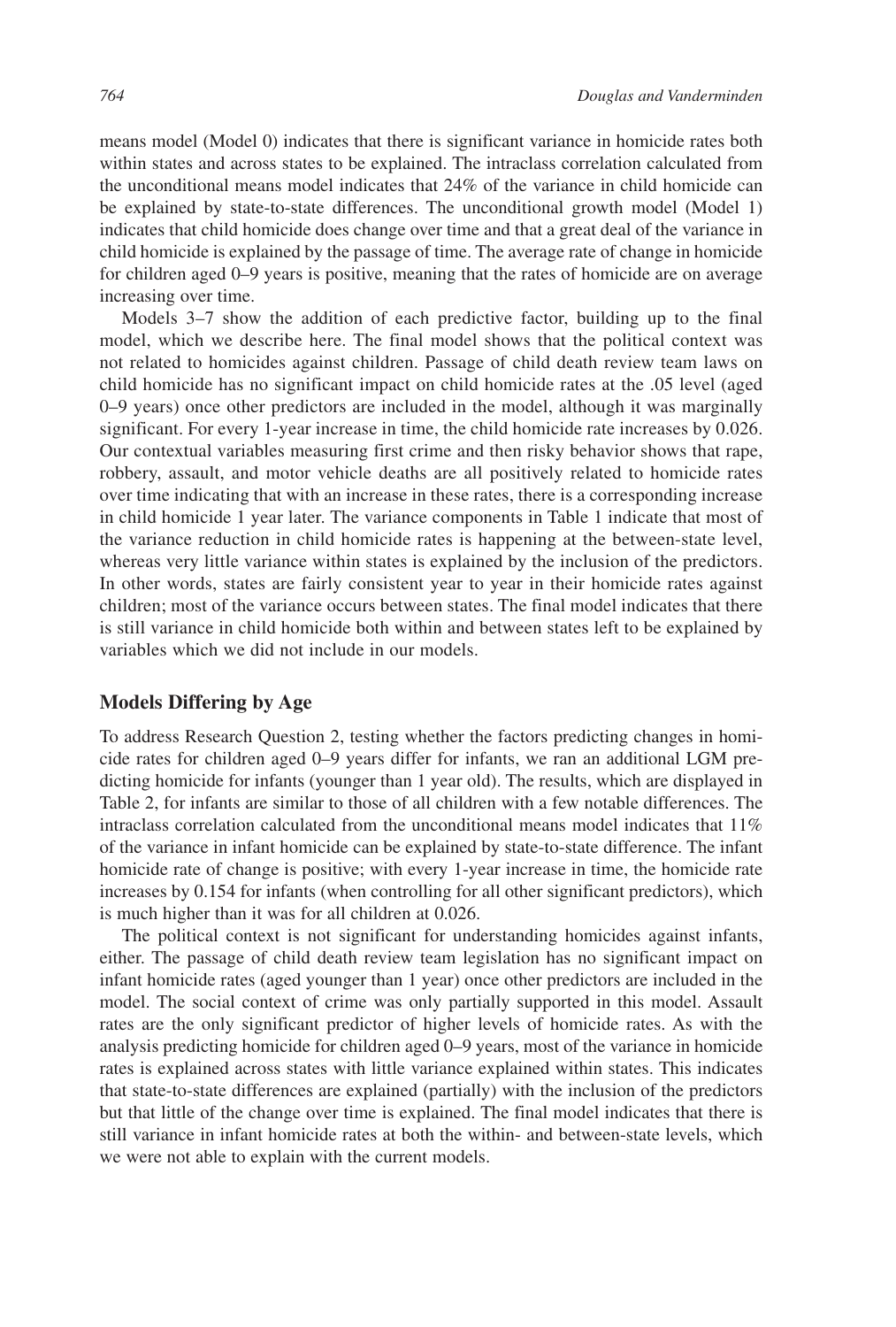means model (Model 0) indicates that there is significant variance in homicide rates both within states and across states to be explained. The intraclass correlation calculated from the unconditional means model indicates that 24% of the variance in child homicide can be explained by state-to-state differences. The unconditional growth model (Model 1) indicates that child homicide does change over time and that a great deal of the variance in child homicide is explained by the passage of time. The average rate of change in homicide for children aged 0–9 years is positive, meaning that the rates of homicide are on average increasing over time.

Models 3–7 show the addition of each predictive factor, building up to the final model, which we describe here. The final model shows that the political context was not related to homicides against children. Passage of child death review team laws on child homicide has no significant impact on child homicide rates at the .05 level (aged 0–9 years) once other predictors are included in the model, although it was marginally significant. For every 1-year increase in time, the child homicide rate increases by 0.026. Our contextual variables measuring first crime and then risky behavior shows that rape, robbery, assault, and motor vehicle deaths are all positively related to homicide rates over time indicating that with an increase in these rates, there is a corresponding increase in child homicide 1 year later. The variance components in Table 1 indicate that most of the variance reduction in child homicide rates is happening at the between-state level, whereas very little variance within states is explained by the inclusion of the predictors. In other words, states are fairly consistent year to year in their homicide rates against children; most of the variance occurs between states. The final model indicates that there is still variance in child homicide both within and between states left to be explained by variables which we did not include in our models.

## Models Differing by Age

To address Research Question 2, testing whether the factors predicting changes in homicide rates for children aged 0–9 years differ for infants, we ran an additional LGM predicting homicide for infants (younger than 1 year old). The results, which are displayed in Table 2, for infants are similar to those of all children with a few notable differences. The intraclass correlation calculated from the unconditional means model indicates that 11% of the variance in infant homicide can be explained by state-to-state difference. The infant homicide rate of change is positive; with every 1-year increase in time, the homicide rate increases by 0.154 for infants (when controlling for all other significant predictors), which is much higher than it was for all children at 0.026.

The political context is not significant for understanding homicides against infants, either. The passage of child death review team legislation has no significant impact on infant homicide rates (aged younger than 1 year) once other predictors are included in the model. The social context of crime was only partially supported in this model. Assault rates are the only significant predictor of higher levels of homicide rates. As with the analysis predicting homicide for children aged 0–9 years, most of the variance in homicide rates is explained across states with little variance explained within states. This indicates that state-to-state differences are explained (partially) with the inclusion of the predictors but that little of the change over time is explained. The final model indicates that there is still variance in infant homicide rates at both the within- and between-state levels, which we were not able to explain with the current models.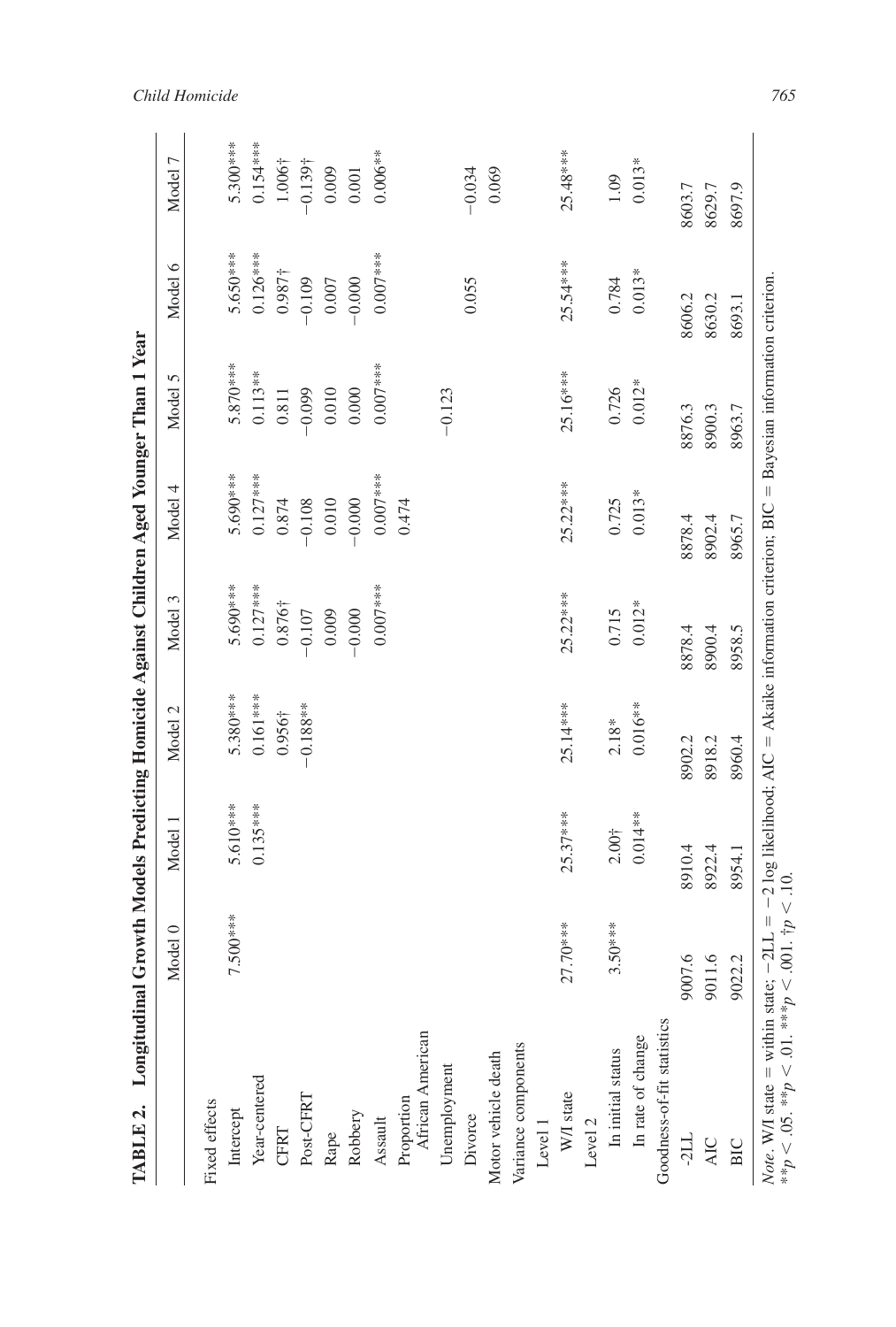**TABLE 2. Longitudinal Growth Models Predicting Homicide Against Children Aged Younger Than 1 Year**

| | Model 0 | Model 1 | Model 2 | Model 3 | Model 4 | Model 5 | Model 6 | Model 7 |
|---|---|---|---|---|---|---|---|---|
| Fixed effects | | | | | | | | |
| Intercept | 7.500*** | 5.610*** | 5.380*** | 5.690*** | 5.690*** | 5.870*** | 5.650*** | 5.300*** |
| Year-centered | | 0.135*** | 0.161*** | 0.127*** | 0.127*** | 0.113** | 0.126*** | 0.154*** |
| CFRT | | | 0.956† | 0.876† | 0.874 | 0.811 | 0.987† | 1.006† |
| Post-CFRT | | | −0.188** | −0.107 | −0.108 | −0.099 | −0.109 | −0.139† |
| Rape | | | | 0.009 | 0.010 | 0.010 | 0.007 | 0.009 |
| Robbery | | | | −0.000 | −0.000 | 0.000 | −0.000 | 0.001 |
| Assault | | | | 0.007*** | 0.007*** | 0.007*** | 0.007*** | 0.006** |
| Proportion African American | | | | | 0.474 | | | |
| Unemployment | | | | | | −0.123 | | |
| Divorce | | | | | | | 0.055 | −0.034 |
| Motor vehicle death | | | | | | | | 0.069 |
| Variance components | | | | | | | | |
| Level 1 | | | | | | | | |
| W/I state | 27.70*** | 25.37*** | 25.14*** | 25.22*** | 25.22*** | 25.16*** | 25.54*** | 25.48*** |
| Level 2 | | | | | | | | |
| In initial status | 3.50*** | 2.00† | 2.18* | 0.715 | 0.725 | 0.726 | 0.784 | 1.09 |
| In rate of change | | 0.014** | 0.016** | 0.012* | 0.013* | 0.012* | 0.013* | 0.013* |
| Goodness-of-fit statistics | | | | | | | | |
| -2LL | 9007.6 | 8910.4 | 8902.2 | 8878.4 | 8878.4 | 8876.3 | 8606.2 | 8603.7 |
| AIC | 9011.6 | 8922.4 | 8918.2 | 8900.4 | 8902.4 | 8900.3 | 8630.2 | 8629.7 |
| BIC | 9022.2 | 8954.1 | 8960.4 | 8958.5 | 8965.7 | 8963.7 | 8693.1 | 8697.9 |

*Note*. W/I state = within state; −2LL = −2 log likelihood; AIC = Akaike information criterion; BIC = Bayesian information criterion.
*$p < .05$. **$p < .01$. ***$p < .001$. †$p < .10$.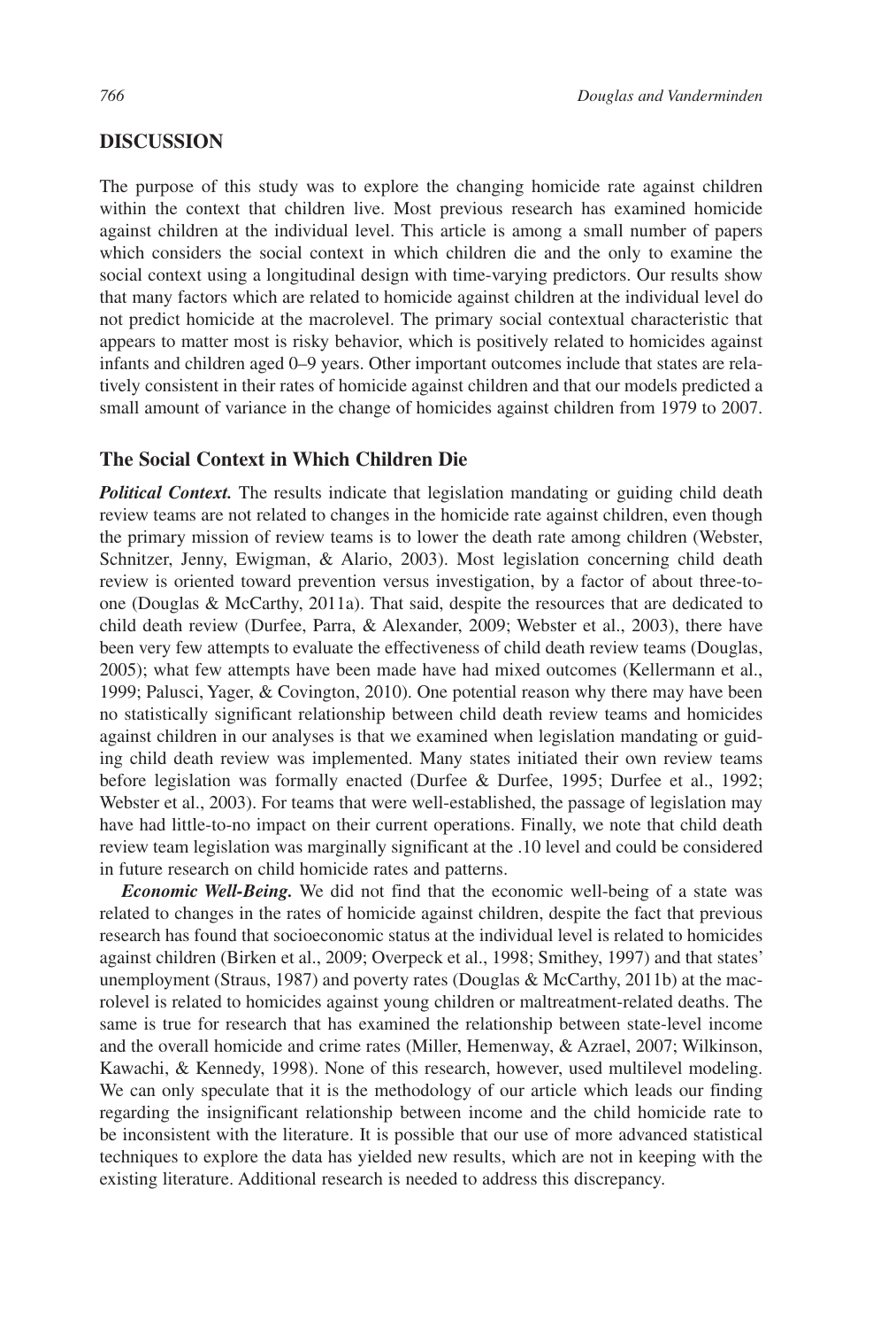## DISCUSSION

The purpose of this study was to explore the changing homicide rate against children within the context that children live. Most previous research has examined homicide against children at the individual level. This article is among a small number of papers which considers the social context in which children die and the only to examine the social context using a longitudinal design with time-varying predictors. Our results show that many factors which are related to homicide against children at the individual level do not predict homicide at the macrolevel. The primary social contextual characteristic that appears to matter most is risky behavior, which is positively related to homicides against infants and children aged 0–9 years. Other important outcomes include that states are relatively consistent in their rates of homicide against children and that our models predicted a small amount of variance in the change of homicides against children from 1979 to 2007.

### The Social Context in Which Children Die

***Political Context.*** The results indicate that legislation mandating or guiding child death review teams are not related to changes in the homicide rate against children, even though the primary mission of review teams is to lower the death rate among children (Webster, Schnitzer, Jenny, Ewigman, & Alario, 2003). Most legislation concerning child death review is oriented toward prevention versus investigation, by a factor of about three-to-one (Douglas & McCarthy, 2011a). That said, despite the resources that are dedicated to child death review (Durfee, Parra, & Alexander, 2009; Webster et al., 2003), there have been very few attempts to evaluate the effectiveness of child death review teams (Douglas, 2005); what few attempts have been made have had mixed outcomes (Kellermann et al., 1999; Palusci, Yager, & Covington, 2010). One potential reason why there may have been no statistically significant relationship between child death review teams and homicides against children in our analyses is that we examined when legislation mandating or guiding child death review was implemented. Many states initiated their own review teams before legislation was formally enacted (Durfee & Durfee, 1995; Durfee et al., 1992; Webster et al., 2003). For teams that were well-established, the passage of legislation may have had little-to-no impact on their current operations. Finally, we note that child death review team legislation was marginally significant at the .10 level and could be considered in future research on child homicide rates and patterns.

***Economic Well-Being.*** We did not find that the economic well-being of a state was related to changes in the rates of homicide against children, despite the fact that previous research has found that socioeconomic status at the individual level is related to homicides against children (Birken et al., 2009; Overpeck et al., 1998; Smithey, 1997) and that states' unemployment (Straus, 1987) and poverty rates (Douglas & McCarthy, 2011b) at the macrolevel is related to homicides against young children or maltreatment-related deaths. The same is true for research that has examined the relationship between state-level income and the overall homicide and crime rates (Miller, Hemenway, & Azrael, 2007; Wilkinson, Kawachi, & Kennedy, 1998). None of this research, however, used multilevel modeling. We can only speculate that it is the methodology of our article which leads our finding regarding the insignificant relationship between income and the child homicide rate to be inconsistent with the literature. It is possible that our use of more advanced statistical techniques to explore the data has yielded new results, which are not in keeping with the existing literature. Additional research is needed to address this discrepancy.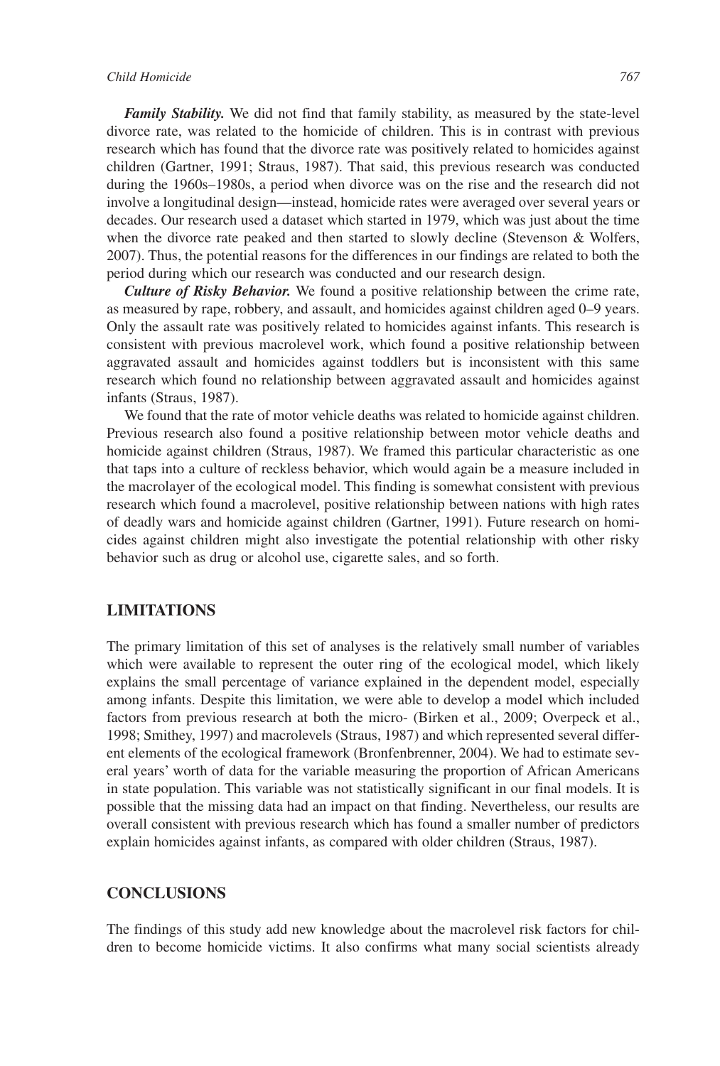***Family Stability.*** We did not find that family stability, as measured by the state-level divorce rate, was related to the homicide of children. This is in contrast with previous research which has found that the divorce rate was positively related to homicides against children (Gartner, 1991; Straus, 1987). That said, this previous research was conducted during the 1960s–1980s, a period when divorce was on the rise and the research did not involve a longitudinal design—instead, homicide rates were averaged over several years or decades. Our research used a dataset which started in 1979, which was just about the time when the divorce rate peaked and then started to slowly decline (Stevenson & Wolfers, 2007). Thus, the potential reasons for the differences in our findings are related to both the period during which our research was conducted and our research design.

***Culture of Risky Behavior.*** We found a positive relationship between the crime rate, as measured by rape, robbery, and assault, and homicides against children aged 0–9 years. Only the assault rate was positively related to homicides against infants. This research is consistent with previous macrolevel work, which found a positive relationship between aggravated assault and homicides against toddlers but is inconsistent with this same research which found no relationship between aggravated assault and homicides against infants (Straus, 1987).

We found that the rate of motor vehicle deaths was related to homicide against children. Previous research also found a positive relationship between motor vehicle deaths and homicide against children (Straus, 1987). We framed this particular characteristic as one that taps into a culture of reckless behavior, which would again be a measure included in the macrolayer of the ecological model. This finding is somewhat consistent with previous research which found a macrolevel, positive relationship between nations with high rates of deadly wars and homicide against children (Gartner, 1991). Future research on homicides against children might also investigate the potential relationship with other risky behavior such as drug or alcohol use, cigarette sales, and so forth.

## LIMITATIONS

The primary limitation of this set of analyses is the relatively small number of variables which were available to represent the outer ring of the ecological model, which likely explains the small percentage of variance explained in the dependent model, especially among infants. Despite this limitation, we were able to develop a model which included factors from previous research at both the micro- (Birken et al., 2009; Overpeck et al., 1998; Smithey, 1997) and macrolevels (Straus, 1987) and which represented several different elements of the ecological framework (Bronfenbrenner, 2004). We had to estimate several years' worth of data for the variable measuring the proportion of African Americans in state population. This variable was not statistically significant in our final models. It is possible that the missing data had an impact on that finding. Nevertheless, our results are overall consistent with previous research which has found a smaller number of predictors explain homicides against infants, as compared with older children (Straus, 1987).

## CONCLUSIONS

The findings of this study add new knowledge about the macrolevel risk factors for children to become homicide victims. It also confirms what many social scientists already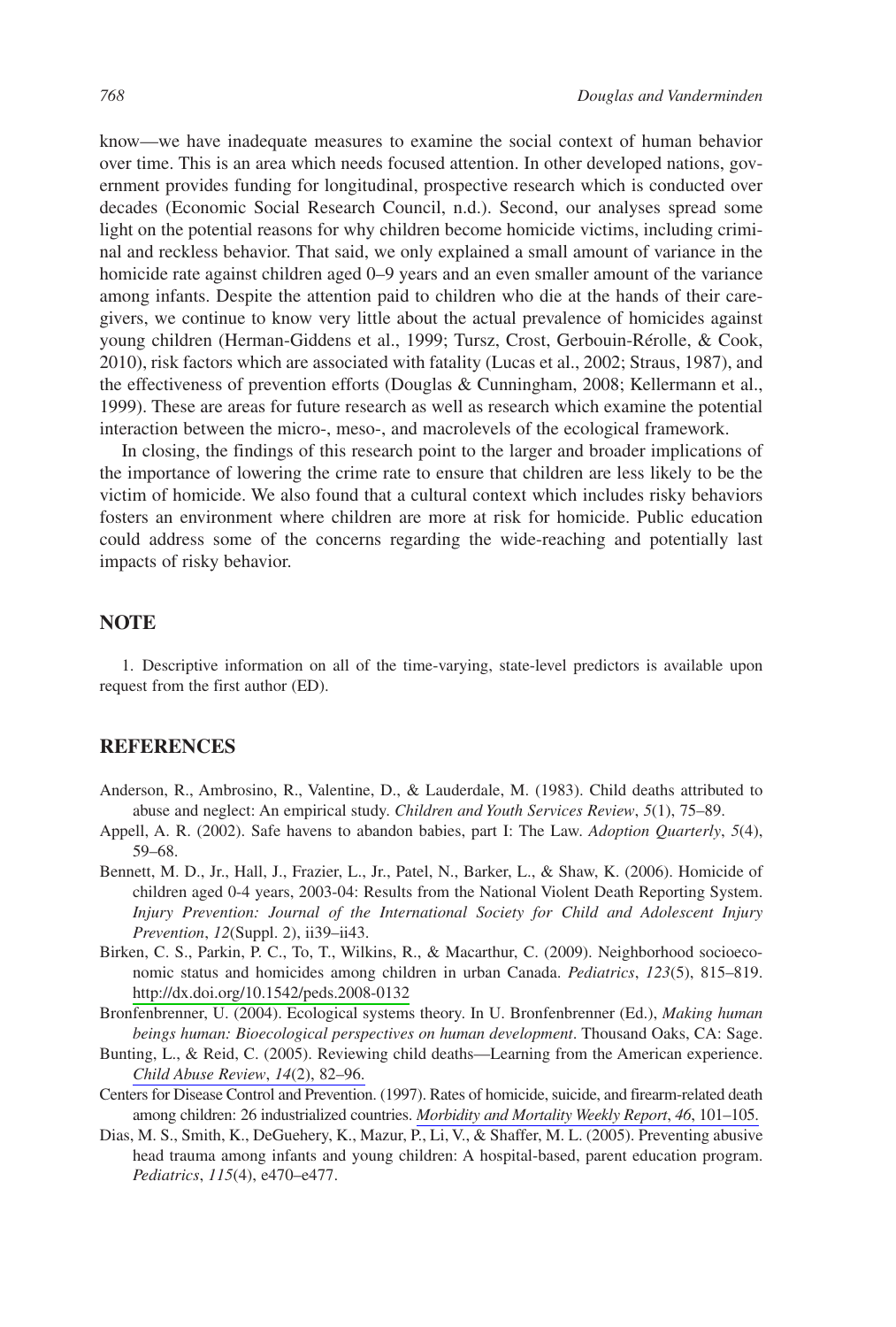know—we have inadequate measures to examine the social context of human behavior over time. This is an area which needs focused attention. In other developed nations, government provides funding for longitudinal, prospective research which is conducted over decades (Economic Social Research Council, n.d.). Second, our analyses spread some light on the potential reasons for why children become homicide victims, including criminal and reckless behavior. That said, we only explained a small amount of variance in the homicide rate against children aged 0–9 years and an even smaller amount of the variance among infants. Despite the attention paid to children who die at the hands of their caregivers, we continue to know very little about the actual prevalence of homicides against young children (Herman-Giddens et al., 1999; Tursz, Crost, Gerbouin-Rérolle, & Cook, 2010), risk factors which are associated with fatality (Lucas et al., 2002; Straus, 1987), and the effectiveness of prevention efforts (Douglas & Cunningham, 2008; Kellermann et al., 1999). These are areas for future research as well as research which examine the potential interaction between the micro-, meso-, and macrolevels of the ecological framework.

In closing, the findings of this research point to the larger and broader implications of the importance of lowering the crime rate to ensure that children are less likely to be the victim of homicide. We also found that a cultural context which includes risky behaviors fosters an environment where children are more at risk for homicide. Public education could address some of the concerns regarding the wide-reaching and potentially last impacts of risky behavior.

## NOTE

1. Descriptive information on all of the time-varying, state-level predictors is available upon request from the first author (ED).

## REFERENCES

Anderson, R., Ambrosino, R., Valentine, D., & Lauderdale, M. (1983). Child deaths attributed to abuse and neglect: An empirical study. *Children and Youth Services Review*, *5*(1), 75–89.

Appell, A. R. (2002). Safe havens to abandon babies, part I: The Law. *Adoption Quarterly*, *5*(4), 59–68.

Bennett, M. D., Jr., Hall, J., Frazier, L., Jr., Patel, N., Barker, L., & Shaw, K. (2006). Homicide of children aged 0-4 years, 2003-04: Results from the National Violent Death Reporting System. *Injury Prevention: Journal of the International Society for Child and Adolescent Injury Prevention*, *12*(Suppl. 2), ii39–ii43.

Birken, C. S., Parkin, P. C., To, T., Wilkins, R., & Macarthur, C. (2009). Neighborhood socioeconomic status and homicides among children in urban Canada. *Pediatrics*, *123*(5), 815–819. http://dx.doi.org/10.1542/peds.2008-0132

Bronfenbrenner, U. (2004). Ecological systems theory. In U. Bronfenbrenner (Ed.), *Making human beings human: Bioecological perspectives on human development*. Thousand Oaks, CA: Sage.

Bunting, L., & Reid, C. (2005). Reviewing child deaths—Learning from the American experience. *Child Abuse Review*, *14*(2), 82–96.

Centers for Disease Control and Prevention. (1997). Rates of homicide, suicide, and firearm-related death among children: 26 industrialized countries. *Morbidity and Mortality Weekly Report*, *46*, 101–105.

Dias, M. S., Smith, K., DeGuehery, K., Mazur, P., Li, V., & Shaffer, M. L. (2005). Preventing abusive head trauma among infants and young children: A hospital-based, parent education program. *Pediatrics*, *115*(4), e470–e477.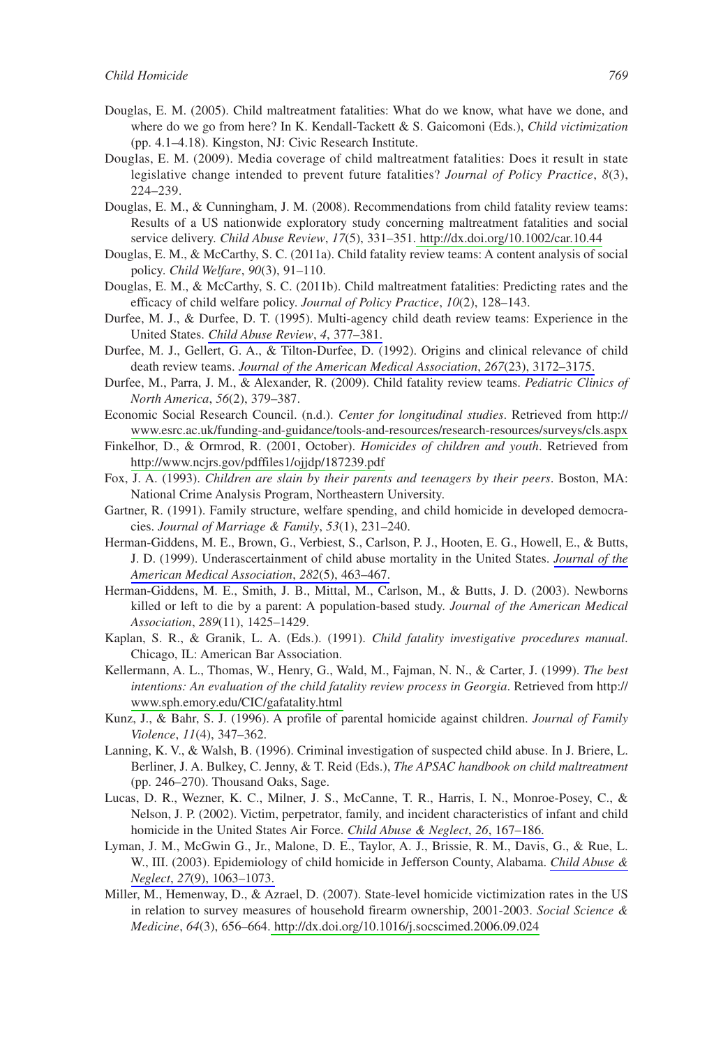Douglas, E. M. (2005). Child maltreatment fatalities: What do we know, what have we done, and where do we go from here? In K. Kendall-Tackett & S. Gaicomoni (Eds.), *Child victimization* (pp. 4.1–4.18). Kingston, NJ: Civic Research Institute.

Douglas, E. M. (2009). Media coverage of child maltreatment fatalities: Does it result in state legislative change intended to prevent future fatalities? *Journal of Policy Practice*, *8*(3), 224–239.

Douglas, E. M., & Cunningham, J. M. (2008). Recommendations from child fatality review teams: Results of a US nationwide exploratory study concerning maltreatment fatalities and social service delivery. *Child Abuse Review*, *17*(5), 331–351. http://dx.doi.org/10.1002/car.10.44

Douglas, E. M., & McCarthy, S. C. (2011a). Child fatality review teams: A content analysis of social policy. *Child Welfare*, *90*(3), 91–110.

Douglas, E. M., & McCarthy, S. C. (2011b). Child maltreatment fatalities: Predicting rates and the efficacy of child welfare policy. *Journal of Policy Practice*, *10*(2), 128–143.

Durfee, M. J., & Durfee, D. T. (1995). Multi-agency child death review teams: Experience in the United States. *Child Abuse Review*, *4*, 377–381.

Durfee, M. J., Gellert, G. A., & Tilton-Durfee, D. (1992). Origins and clinical relevance of child death review teams. *Journal of the American Medical Association*, *267*(23), 3172–3175.

Durfee, M., Parra, J. M., & Alexander, R. (2009). Child fatality review teams. *Pediatric Clinics of North America*, *56*(2), 379–387.

Economic Social Research Council. (n.d.). *Center for longitudinal studies*. Retrieved from http://www.esrc.ac.uk/funding-and-guidance/tools-and-resources/research-resources/surveys/cls.aspx

Finkelhor, D., & Ormrod, R. (2001, October). *Homicides of children and youth*. Retrieved from http://www.ncjrs.gov/pdffiles1/ojjdp/187239.pdf

Fox, J. A. (1993). *Children are slain by their parents and teenagers by their peers*. Boston, MA: National Crime Analysis Program, Northeastern University.

Gartner, R. (1991). Family structure, welfare spending, and child homicide in developed democracies. *Journal of Marriage & Family*, *53*(1), 231–240.

Herman-Giddens, M. E., Brown, G., Verbiest, S., Carlson, P. J., Hooten, E. G., Howell, E., & Butts, J. D. (1999). Underascertainment of child abuse mortality in the United States. *Journal of the American Medical Association*, *282*(5), 463–467.

Herman-Giddens, M. E., Smith, J. B., Mittal, M., Carlson, M., & Butts, J. D. (2003). Newborns killed or left to die by a parent: A population-based study. *Journal of the American Medical Association*, *289*(11), 1425–1429.

Kaplan, S. R., & Granik, L. A. (Eds.). (1991). *Child fatality investigative procedures manual*. Chicago, IL: American Bar Association.

Kellermann, A. L., Thomas, W., Henry, G., Wald, M., Fajman, N. N., & Carter, J. (1999). *The best intentions: An evaluation of the child fatality review process in Georgia*. Retrieved from http://www.sph.emory.edu/CIC/gafatality.html

Kunz, J., & Bahr, S. J. (1996). A profile of parental homicide against children. *Journal of Family Violence*, *11*(4), 347–362.

Lanning, K. V., & Walsh, B. (1996). Criminal investigation of suspected child abuse. In J. Briere, L. Berliner, J. A. Bulkey, C. Jenny, & T. Reid (Eds.), *The APSAC handbook on child maltreatment* (pp. 246–270). Thousand Oaks, Sage.

Lucas, D. R., Wezner, K. C., Milner, J. S., McCanne, T. R., Harris, I. N., Monroe-Posey, C., & Nelson, J. P. (2002). Victim, perpetrator, family, and incident characteristics of infant and child homicide in the United States Air Force. *Child Abuse & Neglect*, *26*, 167–186.

Lyman, J. M., McGwin G., Jr., Malone, D. E., Taylor, A. J., Brissie, R. M., Davis, G., & Rue, L. W., III. (2003). Epidemiology of child homicide in Jefferson County, Alabama. *Child Abuse & Neglect*, *27*(9), 1063–1073.

Miller, M., Hemenway, D., & Azrael, D. (2007). State-level homicide victimization rates in the US in relation to survey measures of household firearm ownership, 2001-2003. *Social Science & Medicine*, *64*(3), 656–664. http://dx.doi.org/10.1016/j.socscimed.2006.09.024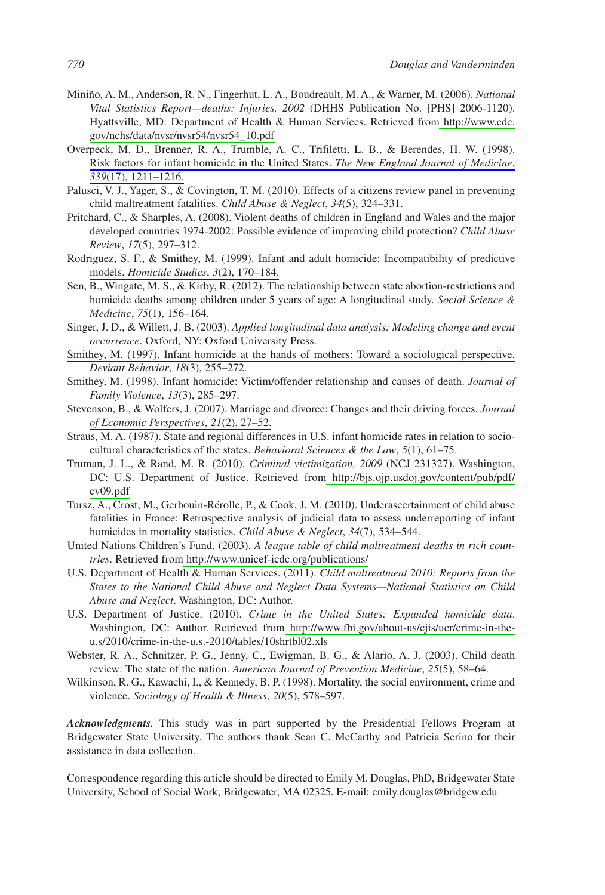Miniño, A. M., Anderson, R. N., Fingerhut, L. A., Boudreault, M. A., & Warner, M. (2006). *National Vital Statistics Report—deaths: Injuries, 2002* (DHHS Publication No. [PHS] 2006-1120). Hyattsville, MD: Department of Health & Human Services. Retrieved from http://www.cdc.gov/nchs/data/nvsr/nvsr54/nvsr54_10.pdf

Overpeck, M. D., Brenner, R. A., Trumble, A. C., Trifiletti, L. B., & Berendes, H. W. (1998). Risk factors for infant homicide in the United States. *The New England Journal of Medicine*, *339*(17), 1211–1216.

Palusci, V. J., Yager, S., & Covington, T. M. (2010). Effects of a citizens review panel in preventing child maltreatment fatalities. *Child Abuse & Neglect*, *34*(5), 324–331.

Pritchard, C., & Sharples, A. (2008). Violent deaths of children in England and Wales and the major developed countries 1974-2002: Possible evidence of improving child protection? *Child Abuse Review*, *17*(5), 297–312.

Rodriguez, S. F., & Smithey, M. (1999). Infant and adult homicide: Incompatibility of predictive models. *Homicide Studies*, *3*(2), 170–184.

Sen, B., Wingate, M. S., & Kirby, R. (2012). The relationship between state abortion-restrictions and homicide deaths among children under 5 years of age: A longitudinal study. *Social Science & Medicine*, *75*(1), 156–164.

Singer, J. D., & Willett, J. B. (2003). *Applied longitudinal data analysis: Modeling change and event occurrence*. Oxford, NY: Oxford University Press.

Smithey, M. (1997). Infant homicide at the hands of mothers: Toward a sociological perspective. *Deviant Behavior*, *18*(3), 255–272.

Smithey, M. (1998). Infant homicide: Victim/offender relationship and causes of death. *Journal of Family Violence*, *13*(3), 285–297.

Stevenson, B., & Wolfers, J. (2007). Marriage and divorce: Changes and their driving forces. *Journal of Economic Perspectives*, *21*(2), 27–52.

Straus, M. A. (1987). State and regional differences in U.S. infant homicide rates in relation to sociocultural characteristics of the states. *Behavioral Sciences & the Law*, *5*(1), 61–75.

Truman, J. L., & Rand, M. R. (2010). *Criminal victimization, 2009* (NCJ 231327). Washington, DC: U.S. Department of Justice. Retrieved from http://bjs.ojp.usdoj.gov/content/pub/pdf/cv09.pdf

Tursz, A., Crost, M., Gerbouin-Rérolle, P., & Cook, J. M. (2010). Underascertainment of child abuse fatalities in France: Retrospective analysis of judicial data to assess underreporting of infant homicides in mortality statistics. *Child Abuse & Neglect*, *34*(7), 534–544.

United Nations Children's Fund. (2003). *A league table of child maltreatment deaths in rich countries*. Retrieved from http://www.unicef-icdc.org/publications/

U.S. Department of Health & Human Services. (2011). *Child maltreatment 2010: Reports from the States to the National Child Abuse and Neglect Data Systems—National Statistics on Child Abuse and Neglect*. Washington, DC: Author.

U.S. Department of Justice. (2010). *Crime in the United States: Expanded homicide data*. Washington, DC: Author. Retrieved from http://www.fbi.gov/about-us/cjis/ucr/crime-in-the-u.s/2010/crime-in-the-u.s.-2010/tables/10shrtbl02.xls

Webster, R. A., Schnitzer, P. G., Jenny, C., Ewigman, B. G., & Alario, A. J. (2003). Child death review: The state of the nation. *American Journal of Prevention Medicine*, *25*(5), 58–64.

Wilkinson, R. G., Kawachi, I., & Kennedy, B. P. (1998). Mortality, the social environment, crime and violence. *Sociology of Health & Illness*, *20*(5), 578–597.

***Acknowledgments.*** This study was in part supported by the Presidential Fellows Program at Bridgewater State University. The authors thank Sean C. McCarthy and Patricia Serino for their assistance in data collection.

Correspondence regarding this article should be directed to Emily M. Douglas, PhD, Bridgewater State University, School of Social Work, Bridgewater, MA 02325. E-mail: emily.douglas@bridgew.edu